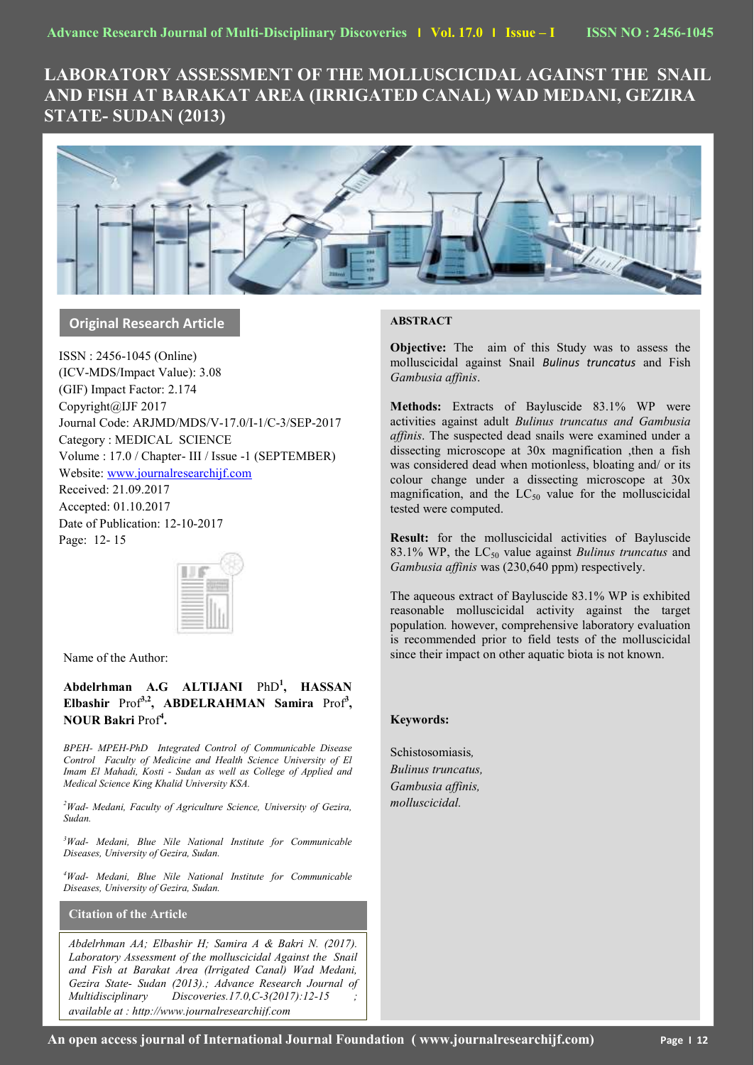# LABORATORY ASSESSMENT OF THE MOLLUSCICIDAL AGAINST THE SNAIL AND FISH AT BARAKAT AREA (IRRIGATED CANAL) WAD MEDANI, GEZIRA STATE- SUDAN (2013)

## Original Research Article

ISSN : 2456-1045 (Online)
(ICV-MDS/Impact Value): 3.08
(GIF) Impact Factor: 2.174
Copyright@IJF 2017
Journal Code: ARJMD/MDS/V-17.0/I-1/C-3/SEP-2017
Category : MEDICAL SCIENCE
Volume : 17.0 / Chapter- III / Issue -1 (SEPTEMBER)
Website: www.journalresearchijf.com
Received: 21.09.2017
Accepted: 01.10.2017
Date of Publication: 12-10-2017
Page: 12- 15

Name of the Author:

**Abdelrhman A.G ALTIJANI** PhD[1], **HASSAN Elbashir** Prof[3,2], **ABDELRAHMAN Samira** Prof[3], **NOUR Bakri** Prof[4].

*BPEH- MPEH-PhD Integrated Control of Communicable Disease Control Faculty of Medicine and Health Science University of El Imam El Mahadi, Kosti - Sudan as well as College of Applied and Medical Science King Khalid University KSA.*

*[2]Wad- Medani, Faculty of Agriculture Science, University of Gezira, Sudan.*

*[3]Wad- Medani, Blue Nile National Institute for Communicable Diseases, University of Gezira, Sudan.*

*[4]Wad- Medani, Blue Nile National Institute for Communicable Diseases, University of Gezira, Sudan.*

### Citation of the Article

*Abdelrhman AA; Elbashir H; Samira A & Bakri N. (2017). Laboratory Assessment of the molluscicidal Against the Snail and Fish at Barakat Area (Irrigated Canal) Wad Medani, Gezira State- Sudan (2013).; Advance Research Journal of Multidisciplinary Discoveries.17.0,C-3(2017):12-15 ; available at : http://www.journalresearchijf.com*

### ABSTRACT

**Objective:** The aim of this Study was to assess the molluscicidal against Snail *Bulinus truncatus* and Fish *Gambusia affinis*.

**Methods:** Extracts of Bayluscide 83.1% WP were activities against adult *Bulinus truncatus and Gambusia affinis*. The suspected dead snails were examined under a dissecting microscope at 30x magnification ,then a fish was considered dead when motionless, bloating and/ or its colour change under a dissecting microscope at 30x magnification, and the $LC_{50}$ value for the molluscicidal tested were computed.

**Result:** for the molluscicidal activities of Bayluscide 83.1% WP, the $LC_{50}$ value against *Bulinus truncatus* and *Gambusia affinis* was (230,640 ppm) respectively.

The aqueous extract of Bayluscide 83.1% WP is exhibited reasonable molluscicidal activity against the target population. however, comprehensive laboratory evaluation is recommended prior to field tests of the molluscicidal since their impact on other aquatic biota is not known.

**Keywords:**

Schistosomiasis,
*Bulinus truncatus,*
*Gambusia affinis,*
*molluscicidal.*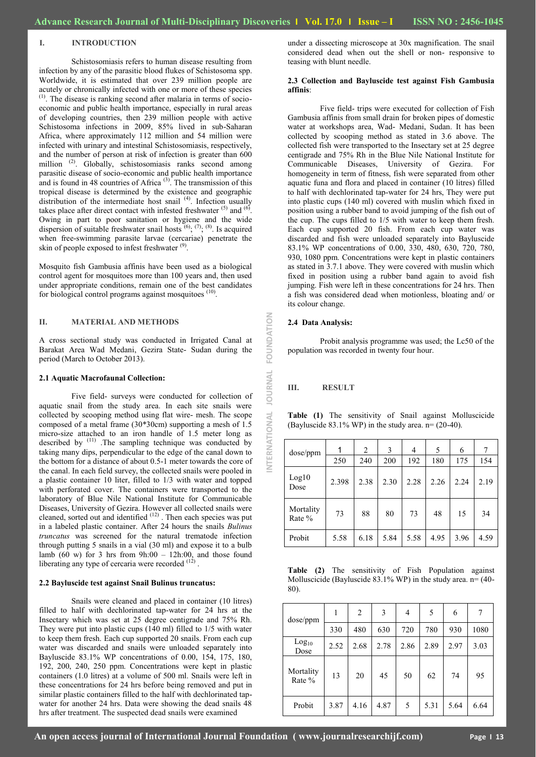## I. INTRODUCTION

Schistosomiasis refers to human disease resulting from infection by any of the parasitic blood flukes of Schistosoma spp. Worldwide, it is estimated that over 239 million people are acutely or chronically infected with one or more of these species [1]. The disease is ranking second after malaria in terms of socio-economic and public health importance, especially in rural areas of developing countries, then 239 million people with active Schistosoma infections in 2009, 85% lived in sub-Saharan Africa, where approximately 112 million and 54 million were infected with urinary and intestinal Schistosomiasis, respectively, and the number of person at risk of infection is greater than 600 million [2]. Globally, schistosomiasis ranks second among parasitic disease of socio-economic and public health importance and is found in 48 countries of Africa [3]. The transmission of this tropical disease is determined by the existence and geographic distribution of the intermediate host snail [4]. Infection usually takes place after direct contact with infested freshwater [5] and [6]. Owing in part to poor sanitation or hygiene and the wide dispersion of suitable freshwater snail hosts [6]; [7]; [8]. Is acquired when free-swimming parasite larvae (cercariae) penetrate the skin of people exposed to infest freshwater [9].

Mosquito fish Gambusia affinis have been used as a biological control agent for mosquitoes more than 100 years and, then used under appropriate conditions, remain one of the best candidates for biological control programs against mosquitoes [10].

## II. MATERIAL AND METHODS

A cross sectional study was conducted in Irrigated Canal at Barakat Area Wad Medani, Gezira State- Sudan during the period (March to October 2013).

### 2.1 Aquatic Macrofaunal Collection:

Five field- surveys were conducted for collection of aquatic snail from the study area. In each site snails were collected by scooping method using flat wire- mesh. The scope composed of a metal frame (30*30cm) supporting a mesh of 1.5 micro-size attached to an iron handle of 1.5 meter long as described by [11] .The sampling technique was conducted by taking many dips, perpendicular to the edge of the canal down to the bottom for a distance of about 0.5-1 meter towards the core of the canal. In each field survey, the collected snails were pooled in a plastic container 10 liter, filled to 1/3 with water and topped with perforated cover. The containers were transported to the laboratory of Blue Nile National Institute for Communicable Diseases, University of Gezira. However all collected snails were cleaned, sorted out and identified [12] . Then each species was put in a labeled plastic container. After 24 hours the snails *Bulinus truncatus* was screened for the natural trematode infection through putting 5 snails in a vial (30 ml) and expose it to a bulb lamb (60 w) for 3 hrs from 9h:00 – 12h:00, and those found liberating any type of cercaria were recorded [12] .

### 2.2 Bayluscide test against Snail Bulinus truncatus:

Snails were cleaned and placed in container (10 litres) filled to half with dechlorinated tap-water for 24 hrs at the Insectary which was set at 25 degree centigrade and 75% Rh. They were put into plastic cups (140 ml) filled to 1/5 with water to keep them fresh. Each cup supported 20 snails. From each cup water was discarded and snails were unloaded separately into Bayluscide 83.1% WP concentrations of 0.00, 154, 175, 180, 192, 200, 240, 250 ppm. Concentrations were kept in plastic containers (1.0 litres) at a volume of 500 ml. Snails were left in these concentrations for 24 hrs before being removed and put in similar plastic containers filled to the half with dechlorinated tap-water for another 24 hrs. Data were showing the dead snails 48 hrs after treatment. The suspected dead snails were examined under a dissecting microscope at 30x magnification. The snail considered dead when out the shell or non- responsive to teasing with blunt needle.

### 2.3 Collection and Bayluscide test against Fish Gambusia affinis:

Five field- trips were executed for collection of Fish Gambusia affinis from small drain for broken pipes of domestic water at workshops area, Wad- Medani, Sudan. It has been collected by scooping method as stated in 3.6 above. The collected fish were transported to the Insectary set at 25 degree centigrade and 75% Rh in the Blue Nile National Institute for Communicable Diseases, University of Gezira. For homogeneity in term of fitness, fish were separated from other aquatic funa and flora and placed in container (10 litres) filled to half with dechlorinated tap-water for 24 hrs, They were put into plastic cups (140 ml) covered with muslin which fixed in position using a rubber band to avoid jumping of the fish out of the cup. The cups filled to 1/5 with water to keep them fresh. Each cup supported 20 fish. From each cup water was discarded and fish were unloaded separately into Bayluscide 83.1% WP concentrations of 0.00, 330, 480, 630, 720, 780, 930, 1080 ppm. Concentrations were kept in plastic containers as stated in 3.7.1 above. They were covered with muslin which fixed in position using a rubber band again to avoid fish jumping. Fish were left in these concentrations for 24 hrs. Then a fish was considered dead when motionless, bloating and/ or its colour change.

### 2.4 Data Analysis:

Probit analysis programme was used; the Lc50 of the population was recorded in twenty four hour.

## III. RESULT

**Table (1)** The sensitivity of Snail against Molluscicide (Bayluscide 83.1% WP) in the study area. n= (20-40).

| dose/ppm | 1 | 2 | 3 | 4 | 5 | 6 | 7 |
|---|---|---|---|---|---|---|---|
| | 250 | 240 | 200 | 192 | 180 | 175 | 154 |
| Log10 Dose | 2.398 | 2.38 | 2.30 | 2.28 | 2.26 | 2.24 | 2.19 |
| Mortality Rate % | 73 | 88 | 80 | 73 | 48 | 15 | 34 |
| Probit | 5.58 | 6.18 | 5.84 | 5.58 | 4.95 | 3.96 | 4.59 |

**Table (2)** The sensitivity of Fish Population against Molluscicide (Bayluscide 83.1% WP) in the study area. n= (40-80).

| dose/ppm | 1 | 2 | 3 | 4 | 5 | 6 | 7 |
|---|---|---|---|---|---|---|---|
| | 330 | 480 | 630 | 720 | 780 | 930 | 1080 |
| $Log_{10}$ Dose | 2.52 | 2.68 | 2.78 | 2.86 | 2.89 | 2.97 | 3.03 |
| Mortality Rate % | 13 | 20 | 45 | 50 | 62 | 74 | 95 |
| Probit | 3.87 | 4.16 | 4.87 | 5 | 5.31 | 5.64 | 6.64 |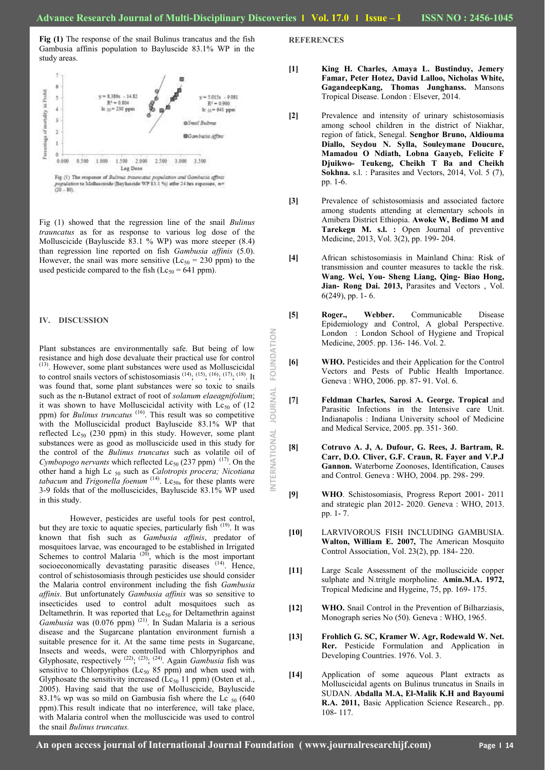**Fig (1)** The response of the snail Bulinus trancatus and the fish Gambusia affinis population to Bayluscide 83.1% WP in the study areas.

Fig (1) The response of *Bulinus trauncatus* population and *Gambusia affinis* population to Molluscicide (Bayluscide WP 83.1 %) after 24 hrs exposure, n= (20 - 80).

Fig (1) showed that the regression line of the snail *Bulinus trauncatus* as for as response to various log dose of the Molluscicide (Bayluscide 83.1 % WP) was more steeper (8.4) than regression line reported on fish *Gambusia affinis* (5.0). However, the snail was more sensitive ($Lc_{50}$ = 230 ppm) to the used pesticide compared to the fish ($Lc_{50}$ = 641 ppm).

## IV. DISCUSSION

Plant substances are environmentally safe. But being of low resistance and high dose devaluate their practical use for control [13]. However, some plant substances were used as Molluscicidal to control snails vectors of schistosomiasis [14]; [15]; [16]; [17]; [18]. It was found that, some plant substances were so toxic to snails such as the n-Butanol extract of root of *solanum elaeagnifolium*; it was shown to have Molluscicidal activity with $Lc_{50}$ of (12 ppm) for *Bulinus truncatus* [16]. This result was so competitive with the Molluscicidal product Bayluscide 83.1% WP that reflected $Lc_{50}$ (230 ppm) in this study. However, some plant substances were as good as molluscicide used in this study for the control of the *Bulinus truncatus* such as volatile oil of *Cymbopogo nervants* which reflected $Lc_{50}$ (237 ppm) [17]. On the other hand a high $Lc_{50}$ such as *Calotropis procera; Nicotiana tabacum* and *Trigonella foenum* [14]. $Lc_{50s}$ for these plants were 3-9 folds that of the molluscicides, Bayluscide 83.1% WP used in this study.

However, pesticides are useful tools for pest control, but they are toxic to aquatic species, particularly fish [19]. It was known that fish such as *Gambusia affinis*, predator of mosquitoes larvae, was encouraged to be established in Irrigated Schemes to control Malaria [20], which is the most important socioeconomically devastating parasitic diseases [14]. Hence, control of schistosomiasis through pesticides use should consider the Malaria control environment including the fish *Gambusia affinis*. But unfortunately *Gambusia affinis* was so sensitive to insecticides used to control adult mosquitoes such as Deltamethrin. It was reported that $Lc_{50}$ for Deltamethrin against *Gambusia* was (0.076 ppm) [21]. In Sudan Malaria is a serious disease and the Sugarcane plantation environment furnish a suitable presence for it. At the same time pests in Sugarcane, Insects and weeds, were controlled with Chlorpyriphos and Glyphosate, respectively [22]; [23]; [24]. Again *Gambusia* fish was sensitive to Chlorpyriphos ($Lc_{50}$ 85 ppm) and when used with Glyphosate the sensitivity increased ($Lc_{50}$ 11 ppm) (Osten et al., 2005). Having said that the use of Molluscicide, Bayluscide 83.1% wp was so mild on Gambusia fish where the $Lc_{50}$ (640 ppm).This result indicate that no interference, will take place, with Malaria control when the molluscicide was used to control the snail *Bulinus truncatus.*

## REFERENCES

**[1]** **King H. Charles, Amaya L. Bustinduy, Jemery Famar, Peter Hotez, David Lalloo, Nicholas White, GagandeepKang, Thomas Junghanss.** Mansons Tropical Disease. London : Elsever, 2014.

**[2]** Prevalence and intensity of urinary schistosomiasis among school children in the district of Niakhar, region of fatick, Senegal. **Senghor Bruno, Aldiouma Diallo, Seydou N. Sylla, Souleymane Doucure, Mamadou O Ndiath, Lobna Gaayeb, Felicite F Djuikwo- Teukeng, Cheikh T Ba and Cheikh Sokhna.** s.l. : Parasites and Vectors, 2014, Vol. 5 (7), pp. 1-6.

**[3]** Prevalence of schistosomiasis and associated factore among students attending at elementary schools in Amibera District Ethiopia. **Awoke W, Bedimo M and Tarekegn M. s.l. :** Open Journal of preventive Medicine, 2013, Vol. 3(2), pp. 199- 204.

**[4]** African schistosomiasis in Mainland China: Risk of transmission and counter measures to tackle the risk. **Wang. Wei, You- Sheng Liang, Qing- Biao Hong, Jian- Rong Dai. 2013,** Parasites and Vectors , Vol. 6(249), pp. 1- 6.

**[5]** **Roger., Webber.** Communicable Disease Epidemiology and Control, A global Perspective. London : London School of Hygiene and Tropical Medicine, 2005. pp. 136- 146. Vol. 2.

**[6]** **WHO.** Pesticides and their Application for the Control Vectors and Pests of Public Health Importance. Geneva : WHO, 2006. pp. 87- 91. Vol. 6.

**[7]** **Feldman Charles, Sarosi A. George. Tropical** and Parasitic Infections in the Intensive care Unit. Indianapolis : Indiana University school of Medicine and Medical Service, 2005. pp. 351- 360.

**[8]** **Cotruvo A. J, A. Dufour, G. Rees, J. Bartram, R. Carr, D.O. Cliver, G.F. Craun, R. Fayer and V.P.J Gannon.** Waterborne Zoonoses, Identification, Causes and Control. Geneva : WHO, 2004. pp. 298- 299.

**[9]** **WHO**. Schistosomiasis, Progress Report 2001- 2011 and strategic plan 2012- 2020. Geneva : WHO, 2013. pp. 1- 7.

**[10]** LARVIVOROUS FISH INCLUDING GAMBUSIA. **Walton, William E. 2007,** The American Mosquito Control Association, Vol. 23(2), pp. 184- 220.

**[11]** Large Scale Assessment of the molluscicide copper sulphate and N.tritgle morpholine. **Amin.M.A. 1972,** Tropical Medicine and Hygeine, 75, pp. 169- 175.

**[12]** **WHO.** Snail Control in the Prevention of Bilharziasis, Monograph series No (50). Geneva : WHO, 1965.

**[13]** **Frohlich G. SC, Kramer W. Agr, Rodewald W. Net. Rer.** Pesticide Formulation and Application in Developing Countries. 1976. Vol. 3.

**[14]** Application of some aqueous Plant extracts as Molluscicidal agents on Bulinus truncatus in Snails in SUDAN. **Abdalla M.A, El-Malik K.H and Bayoumi R.A. 2011,** Basic Application Science Research., pp. 108- 117.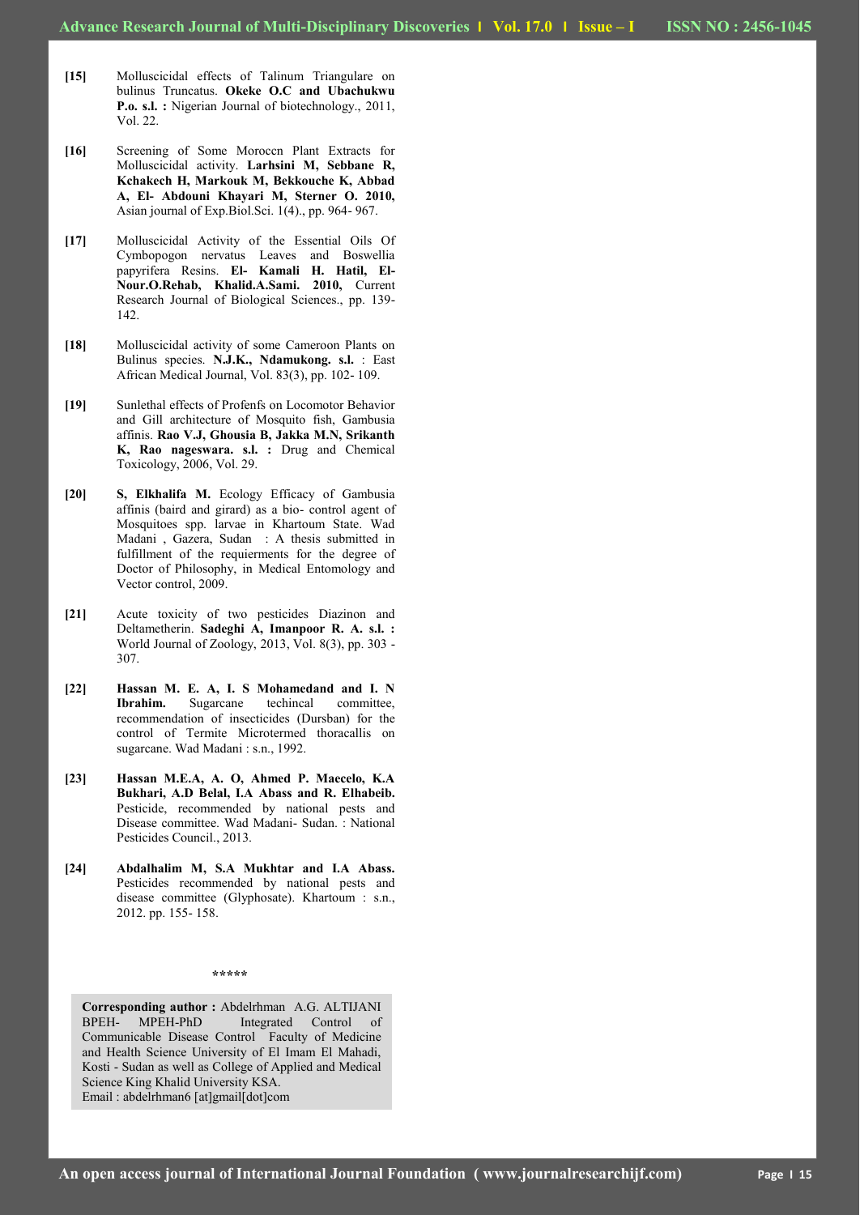**[15]** Molluscicidal effects of Talinum Triangulare on bulinus Truncatus. **Okeke O.C and Ubachukwu P.o. s.l. :** Nigerian Journal of biotechnology., 2011, Vol. 22.

**[16]** Screening of Some Moroccn Plant Extracts for Molluscicidal activity. **Larhsini M, Sebbane R, Kchakech H, Markouk M, Bekkouche K, Abbad A, El- Abdouni Khayari M, Sterner O. 2010,** Asian journal of Exp.Biol.Sci. 1(4)., pp. 964- 967.

**[17]** Molluscicidal Activity of the Essential Oils Of Cymbopogon nervatus Leaves and Boswellia papyrifera Resins. **El- Kamali H. Hatil, El- Nour.O.Rehab, Khalid.A.Sami. 2010,** Current Research Journal of Biological Sciences., pp. 139- 142.

**[18]** Molluscicidal activity of some Cameroon Plants on Bulinus species. **N.J.K., Ndamukong. s.l.** : East African Medical Journal, Vol. 83(3), pp. 102- 109.

**[19]** Sunlethal effects of Profenfs on Locomotor Behavior and Gill architecture of Mosquito fish, Gambusia affinis. **Rao V.J, Ghousia B, Jakka M.N, Srikanth K, Rao nageswara. s.l. :** Drug and Chemical Toxicology, 2006, Vol. 29.

**[20]** **S, Elkhalifa M.** Ecology Efficacy of Gambusia affinis (baird and girard) as a bio- control agent of Mosquitoes spp. larvae in Khartoum State. Wad Madani , Gazera, Sudan : A thesis submitted in fulfillment of the requierments for the degree of Doctor of Philosophy, in Medical Entomology and Vector control, 2009.

**[21]** Acute toxicity of two pesticides Diazinon and Deltametherin. **Sadeghi A, Imanpoor R. A. s.l. :** World Journal of Zoology, 2013, Vol. 8(3), pp. 303 - 307.

**[22]** **Hassan M. E. A, I. S Mohamedand and I. N Ibrahim.** Sugarcane techincal committee, recommendation of insecticides (Dursban) for the control of Termite Microtermed thoracallis on sugarcane. Wad Madani : s.n., 1992.

**[23]** **Hassan M.E.A, A. O, Ahmed P. Maecelo, K.A Bukhari, A.D Belal, I.A Abass and R. Elhabeib.** Pesticide, recommended by national pests and Disease committee. Wad Madani- Sudan. : National Pesticides Council., 2013.

**[24]** **Abdalhalim M, S.A Mukhtar and I.A Abass.** Pesticides recommended by national pests and disease committee (Glyphosate). Khartoum : s.n., 2012. pp. 155- 158.

*****

**Corresponding author :** Abdelrhman A.G. ALTIJANI BPEH- MPEH-PhD Integrated Control of Communicable Disease Control Faculty of Medicine and Health Science University of El Imam El Mahadi, Kosti - Sudan as well as College of Applied and Medical Science King Khalid University KSA.
Email : abdelrhman6 [at]gmail[dot]com